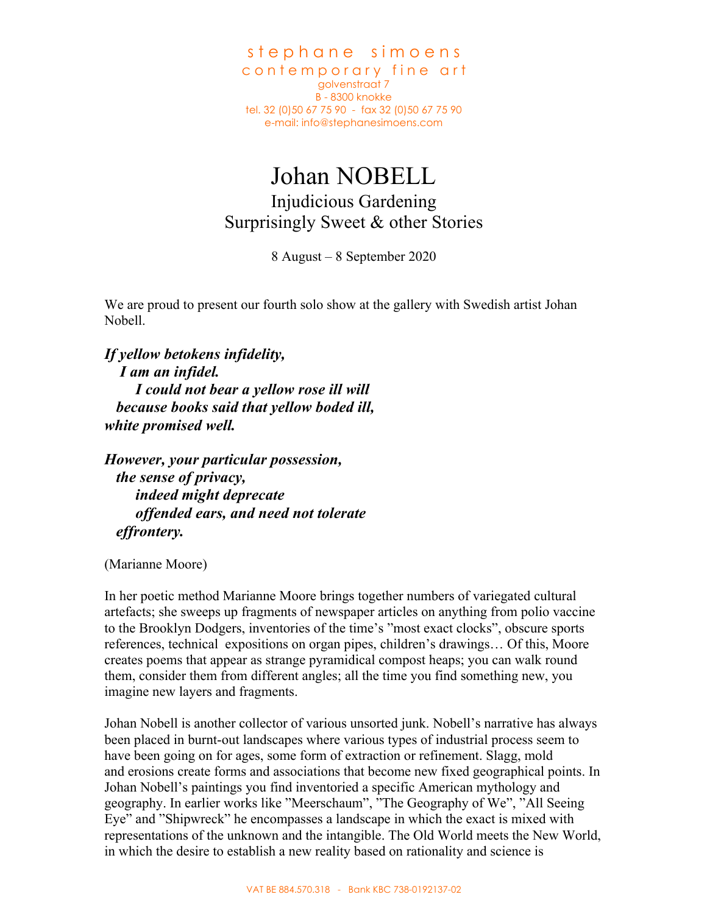stephane simoens
contemporary fine art
golvenstraat 7
B - 8300 knokke
tel. 32 (0)50 67 75 90 - fax 32 (0)50 67 75 90
e-mail: info@stephanesimoens.com

# Johan NOBELL

## Injudicious Gardening
## Surprisingly Sweet & other Stories

8 August – 8 September 2020

We are proud to present our fourth solo show at the gallery with Swedish artist Johan Nobell.

***If yellow betokens infidelity,***
***I am an infidel.***
***I could not bear a yellow rose ill will***
***because books said that yellow boded ill,***
***white promised well.***

***However, your particular possession,***
***the sense of privacy,***
***indeed might deprecate***
***offended ears, and need not tolerate***
***effrontery.***

(Marianne Moore)

In her poetic method Marianne Moore brings together numbers of variegated cultural artefacts; she sweeps up fragments of newspaper articles on anything from polio vaccine to the Brooklyn Dodgers, inventories of the time's "most exact clocks", obscure sports references, technical expositions on organ pipes, children's drawings… Of this, Moore creates poems that appear as strange pyramidical compost heaps; you can walk round them, consider them from different angles; all the time you find something new, you imagine new layers and fragments.

Johan Nobell is another collector of various unsorted junk. Nobell's narrative has always been placed in burnt-out landscapes where various types of industrial process seem to have been going on for ages, some form of extraction or refinement. Slagg, mold and erosions create forms and associations that become new fixed geographical points. In Johan Nobell's paintings you find inventoried a specific American mythology and geography. In earlier works like "Meerschaum", "The Geography of We", "All Seeing Eye" and "Shipwreck" he encompasses a landscape in which the exact is mixed with representations of the unknown and the intangible. The Old World meets the New World, in which the desire to establish a new reality based on rationality and science is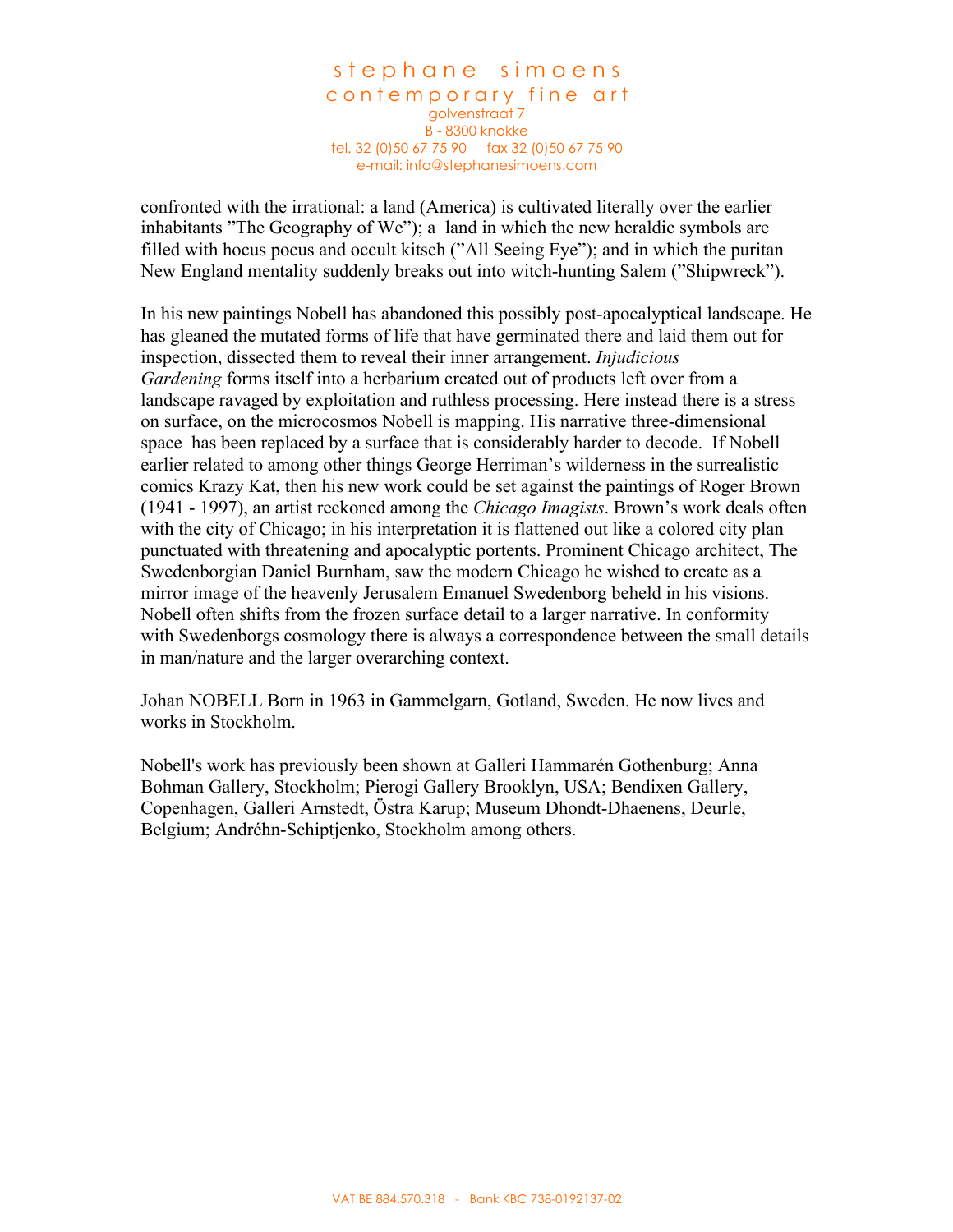confronted with the irrational: a land (America) is cultivated literally over the earlier inhabitants ”The Geography of We”); a land in which the new heraldic symbols are filled with hocus pocus and occult kitsch (”All Seeing Eye”); and in which the puritan New England mentality suddenly breaks out into witch-hunting Salem (”Shipwreck”).

In his new paintings Nobell has abandoned this possibly post-apocalyptical landscape. He has gleaned the mutated forms of life that have germinated there and laid them out for inspection, dissected them to reveal their inner arrangement. *Injudicious Gardening* forms itself into a herbarium created out of products left over from a landscape ravaged by exploitation and ruthless processing. Here instead there is a stress on surface, on the microcosmos Nobell is mapping. His narrative three-dimensional space has been replaced by a surface that is considerably harder to decode. If Nobell earlier related to among other things George Herriman’s wilderness in the surrealistic comics Krazy Kat, then his new work could be set against the paintings of Roger Brown (1941 - 1997), an artist reckoned among the *Chicago Imagists*. Brown’s work deals often with the city of Chicago; in his interpretation it is flattened out like a colored city plan punctuated with threatening and apocalyptic portents. Prominent Chicago architect, The Swedenborgian Daniel Burnham, saw the modern Chicago he wished to create as a mirror image of the heavenly Jerusalem Emanuel Swedenborg beheld in his visions. Nobell often shifts from the frozen surface detail to a larger narrative. In conformity with Swedenborgs cosmology there is always a correspondence between the small details in man/nature and the larger overarching context.

Johan NOBELL Born in 1963 in Gammelgarn, Gotland, Sweden. He now lives and works in Stockholm.

Nobell's work has previously been shown at Galleri Hammarén Gothenburg; Anna Bohman Gallery, Stockholm; Pierogi Gallery Brooklyn, USA; Bendixen Gallery, Copenhagen, Galleri Arnstedt, Östra Karup; Museum Dhondt-Dhaenens, Deurle, Belgium; Andréhn-Schiptjenko, Stockholm among others.